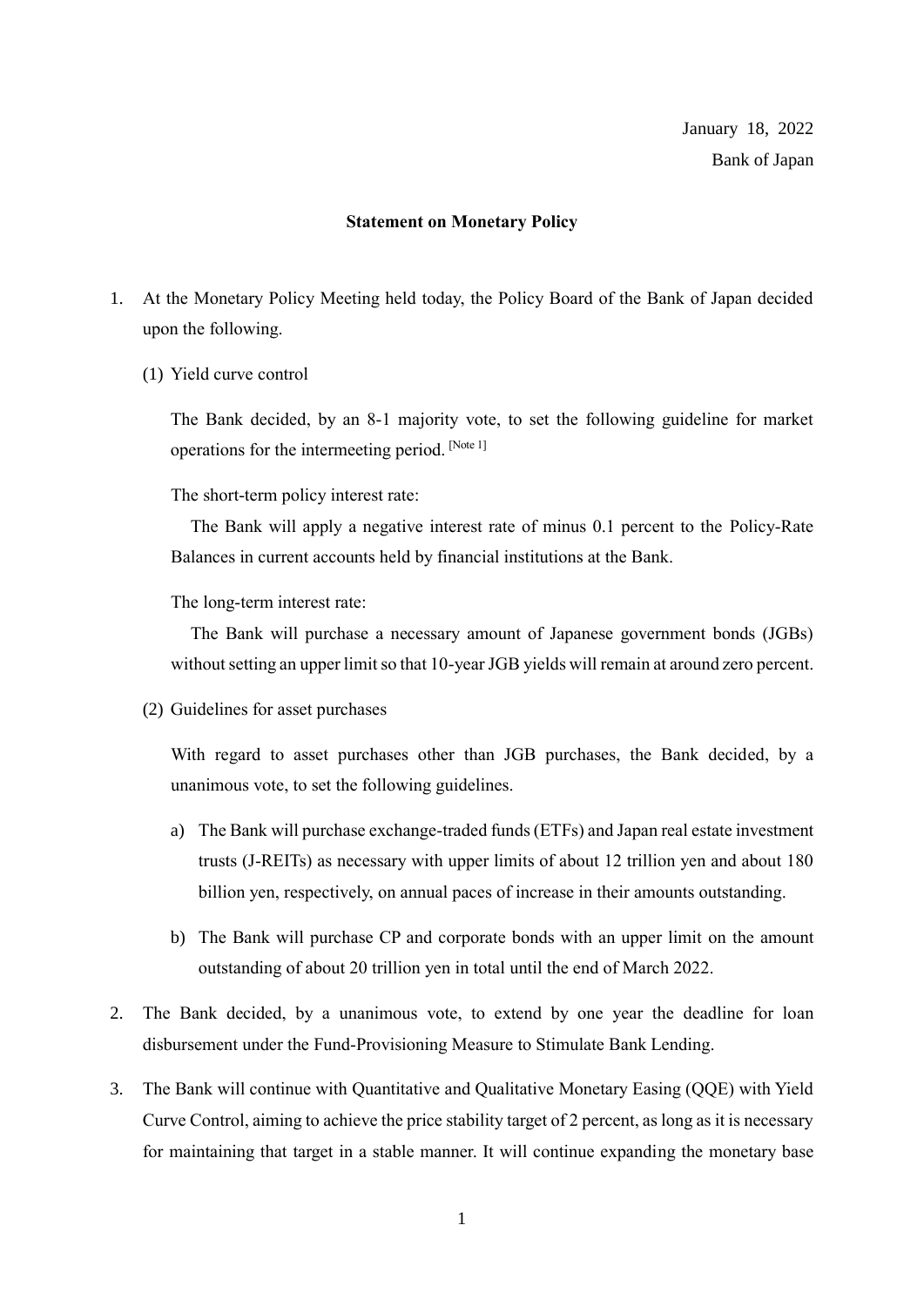January 18, 2022

Bank of Japan

**Statement on Monetary Policy**

1. At the Monetary Policy Meeting held today, the Policy Board of the Bank of Japan decided upon the following.

   (1) Yield curve control

   The Bank decided, by an 8-1 majority vote, to set the following guideline for market operations for the intermeeting period. [Note 1]

   The short-term policy interest rate:

   The Bank will apply a negative interest rate of minus 0.1 percent to the Policy-Rate Balances in current accounts held by financial institutions at the Bank.

   The long-term interest rate:

   The Bank will purchase a necessary amount of Japanese government bonds (JGBs) without setting an upper limit so that 10-year JGB yields will remain at around zero percent.

   (2) Guidelines for asset purchases

   With regard to asset purchases other than JGB purchases, the Bank decided, by a unanimous vote, to set the following guidelines.

   a) The Bank will purchase exchange-traded funds (ETFs) and Japan real estate investment trusts (J-REITs) as necessary with upper limits of about 12 trillion yen and about 180 billion yen, respectively, on annual paces of increase in their amounts outstanding.

   b) The Bank will purchase CP and corporate bonds with an upper limit on the amount outstanding of about 20 trillion yen in total until the end of March 2022.

2. The Bank decided, by a unanimous vote, to extend by one year the deadline for loan disbursement under the Fund-Provisioning Measure to Stimulate Bank Lending.

3. The Bank will continue with Quantitative and Qualitative Monetary Easing (QQE) with Yield Curve Control, aiming to achieve the price stability target of 2 percent, as long as it is necessary for maintaining that target in a stable manner. It will continue expanding the monetary base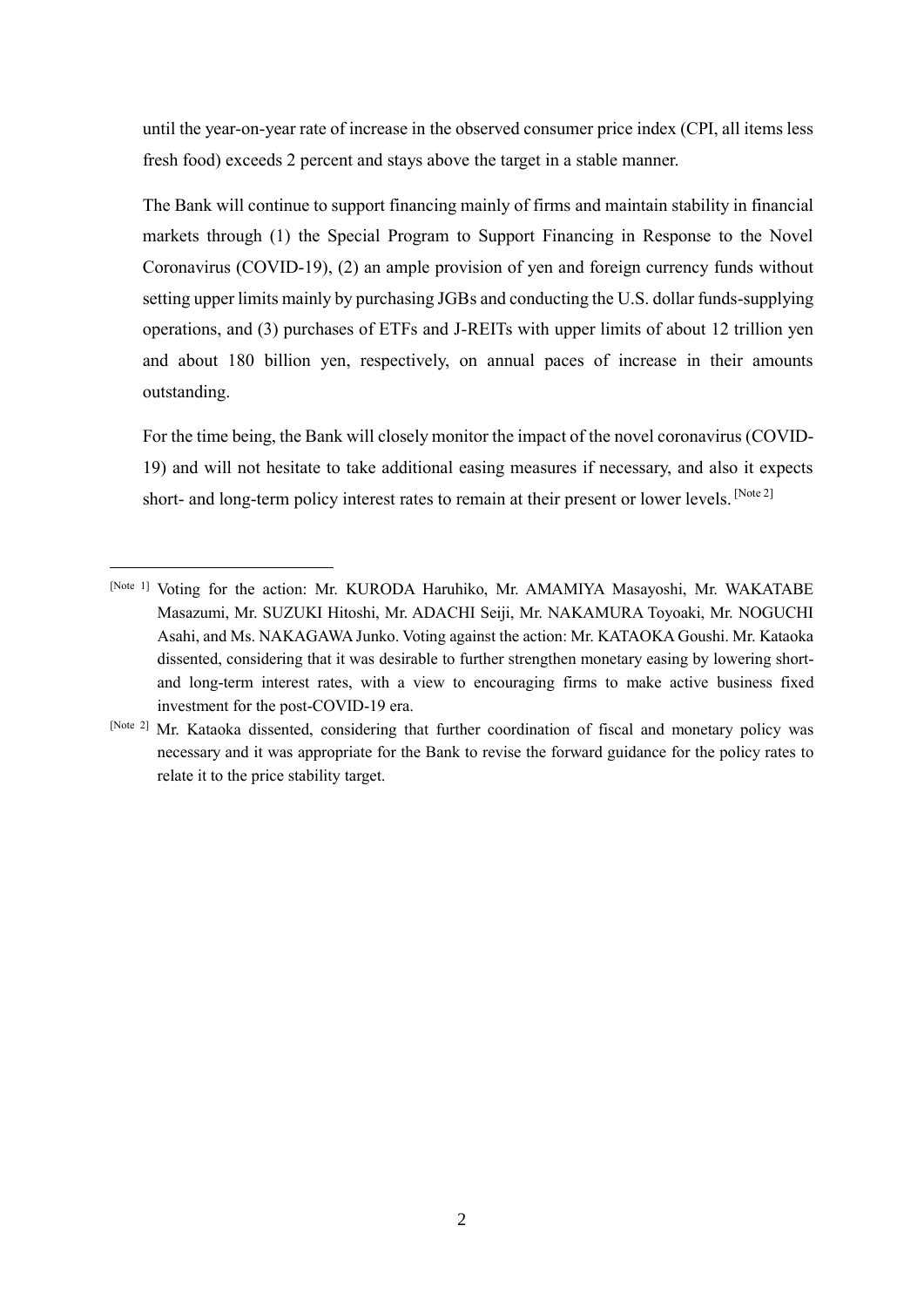until the year-on-year rate of increase in the observed consumer price index (CPI, all items less fresh food) exceeds 2 percent and stays above the target in a stable manner.

The Bank will continue to support financing mainly of firms and maintain stability in financial markets through (1) the Special Program to Support Financing in Response to the Novel Coronavirus (COVID-19), (2) an ample provision of yen and foreign currency funds without setting upper limits mainly by purchasing JGBs and conducting the U.S. dollar funds-supplying operations, and (3) purchases of ETFs and J-REITs with upper limits of about 12 trillion yen and about 180 billion yen, respectively, on annual paces of increase in their amounts outstanding.

For the time being, the Bank will closely monitor the impact of the novel coronavirus (COVID-19) and will not hesitate to take additional easing measures if necessary, and also it expects short- and long-term policy interest rates to remain at their present or lower levels. [Note 2]

---

[Note 1] Voting for the action: Mr. KURODA Haruhiko, Mr. AMAMIYA Masayoshi, Mr. WAKATABE Masazumi, Mr. SUZUKI Hitoshi, Mr. ADACHI Seiji, Mr. NAKAMURA Toyoaki, Mr. NOGUCHI Asahi, and Ms. NAKAGAWA Junko. Voting against the action: Mr. KATAOKA Goushi. Mr. Kataoka dissented, considering that it was desirable to further strengthen monetary easing by lowering short- and long-term interest rates, with a view to encouraging firms to make active business fixed investment for the post-COVID-19 era.

[Note 2] Mr. Kataoka dissented, considering that further coordination of fiscal and monetary policy was necessary and it was appropriate for the Bank to revise the forward guidance for the policy rates to relate it to the price stability target.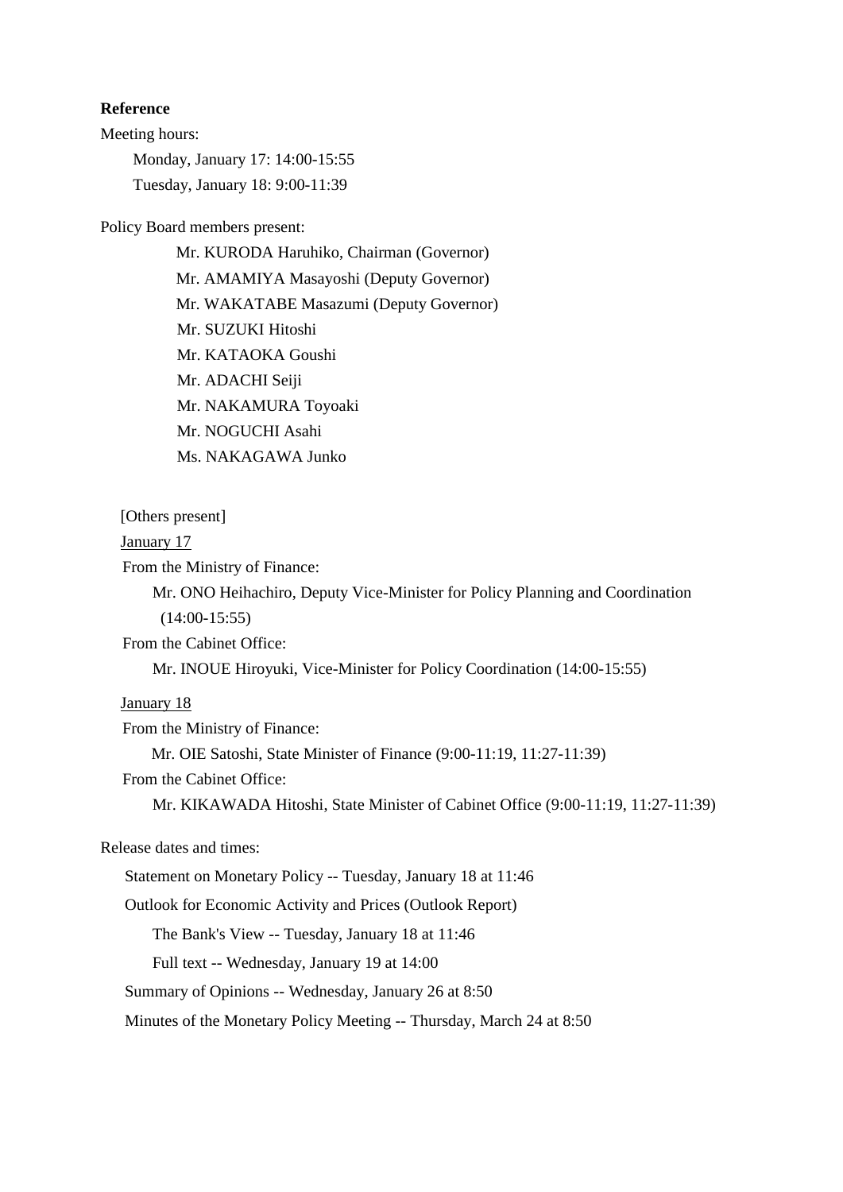**Reference**

Meeting hours:

Monday, January 17: 14:00-15:55

Tuesday, January 18: 9:00-11:39

Policy Board members present:

Mr. KURODA Haruhiko, Chairman (Governor)

Mr. AMAMIYA Masayoshi (Deputy Governor)

Mr. WAKATABE Masazumi (Deputy Governor)

Mr. SUZUKI Hitoshi

Mr. KATAOKA Goushi

Mr. ADACHI Seiji

Mr. NAKAMURA Toyoaki

Mr. NOGUCHI Asahi

Ms. NAKAGAWA Junko

[Others present]

<u>January 17</u>

From the Ministry of Finance:

Mr. ONO Heihachiro, Deputy Vice-Minister for Policy Planning and Coordination (14:00-15:55)

From the Cabinet Office:

Mr. INOUE Hiroyuki, Vice-Minister for Policy Coordination (14:00-15:55)

<u>January 18</u>

From the Ministry of Finance:

Mr. OIE Satoshi, State Minister of Finance (9:00-11:19, 11:27-11:39)

From the Cabinet Office:

Mr. KIKAWADA Hitoshi, State Minister of Cabinet Office (9:00-11:19, 11:27-11:39)

Release dates and times:

Statement on Monetary Policy -- Tuesday, January 18 at 11:46

Outlook for Economic Activity and Prices (Outlook Report)

The Bank's View -- Tuesday, January 18 at 11:46

Full text -- Wednesday, January 19 at 14:00

Summary of Opinions -- Wednesday, January 26 at 8:50

Minutes of the Monetary Policy Meeting -- Thursday, March 24 at 8:50